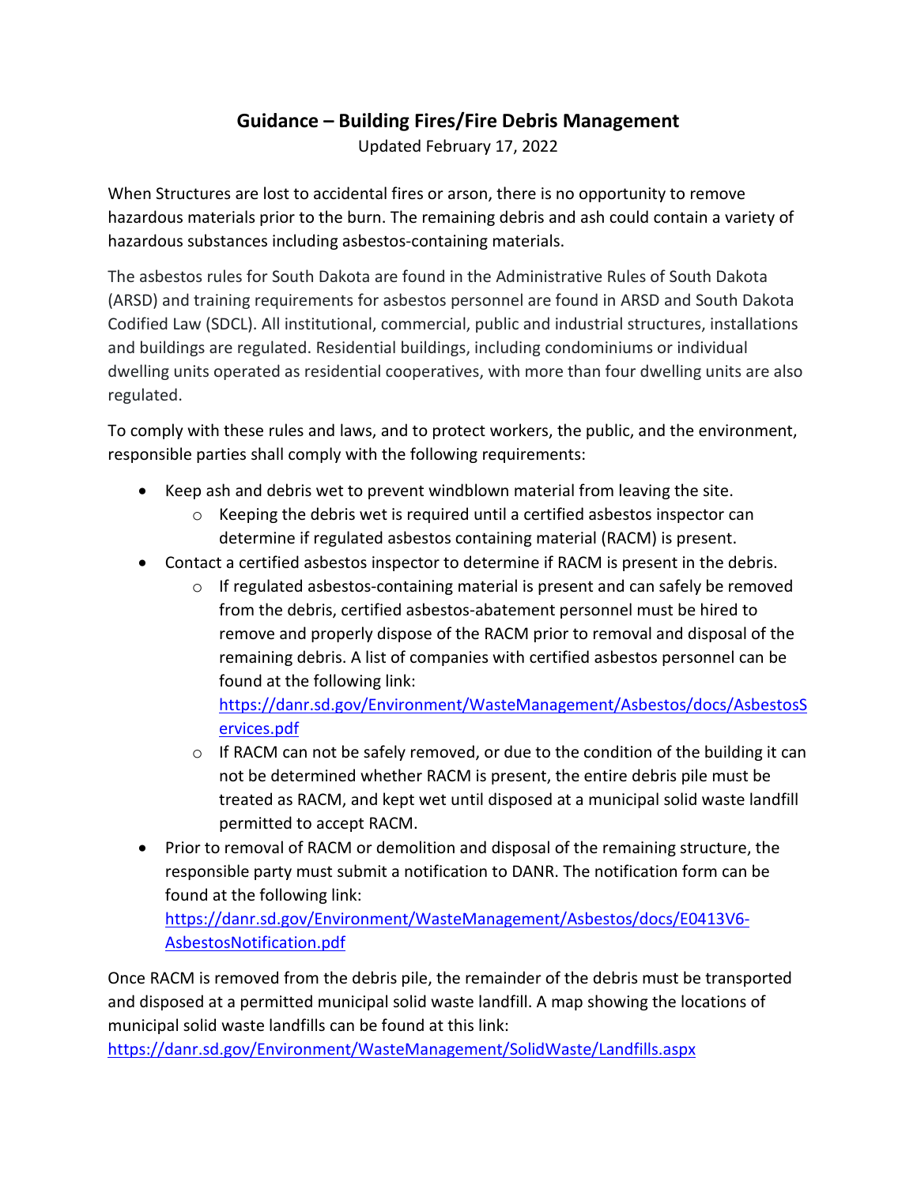# Guidance – Building Fires/Fire Debris Management

Updated February 17, 2022

When Structures are lost to accidental fires or arson, there is no opportunity to remove hazardous materials prior to the burn. The remaining debris and ash could contain a variety of hazardous substances including asbestos-containing materials.

The asbestos rules for South Dakota are found in the Administrative Rules of South Dakota (ARSD) and training requirements for asbestos personnel are found in ARSD and South Dakota Codified Law (SDCL). All institutional, commercial, public and industrial structures, installations and buildings are regulated. Residential buildings, including condominiums or individual dwelling units operated as residential cooperatives, with more than four dwelling units are also regulated.

To comply with these rules and laws, and to protect workers, the public, and the environment, responsible parties shall comply with the following requirements:

- Keep ash and debris wet to prevent windblown material from leaving the site.
  - Keeping the debris wet is required until a certified asbestos inspector can determine if regulated asbestos containing material (RACM) is present.
- Contact a certified asbestos inspector to determine if RACM is present in the debris.
  - If regulated asbestos-containing material is present and can safely be removed from the debris, certified asbestos-abatement personnel must be hired to remove and properly dispose of the RACM prior to removal and disposal of the remaining debris. A list of companies with certified asbestos personnel can be found at the following link: https://danr.sd.gov/Environment/WasteManagement/Asbestos/docs/AsbestosServices.pdf
  - If RACM can not be safely removed, or due to the condition of the building it can not be determined whether RACM is present, the entire debris pile must be treated as RACM, and kept wet until disposed at a municipal solid waste landfill permitted to accept RACM.
- Prior to removal of RACM or demolition and disposal of the remaining structure, the responsible party must submit a notification to DANR. The notification form can be found at the following link: https://danr.sd.gov/Environment/WasteManagement/Asbestos/docs/E0413V6-AsbestosNotification.pdf

Once RACM is removed from the debris pile, the remainder of the debris must be transported and disposed at a permitted municipal solid waste landfill. A map showing the locations of municipal solid waste landfills can be found at this link: https://danr.sd.gov/Environment/WasteManagement/SolidWaste/Landfills.aspx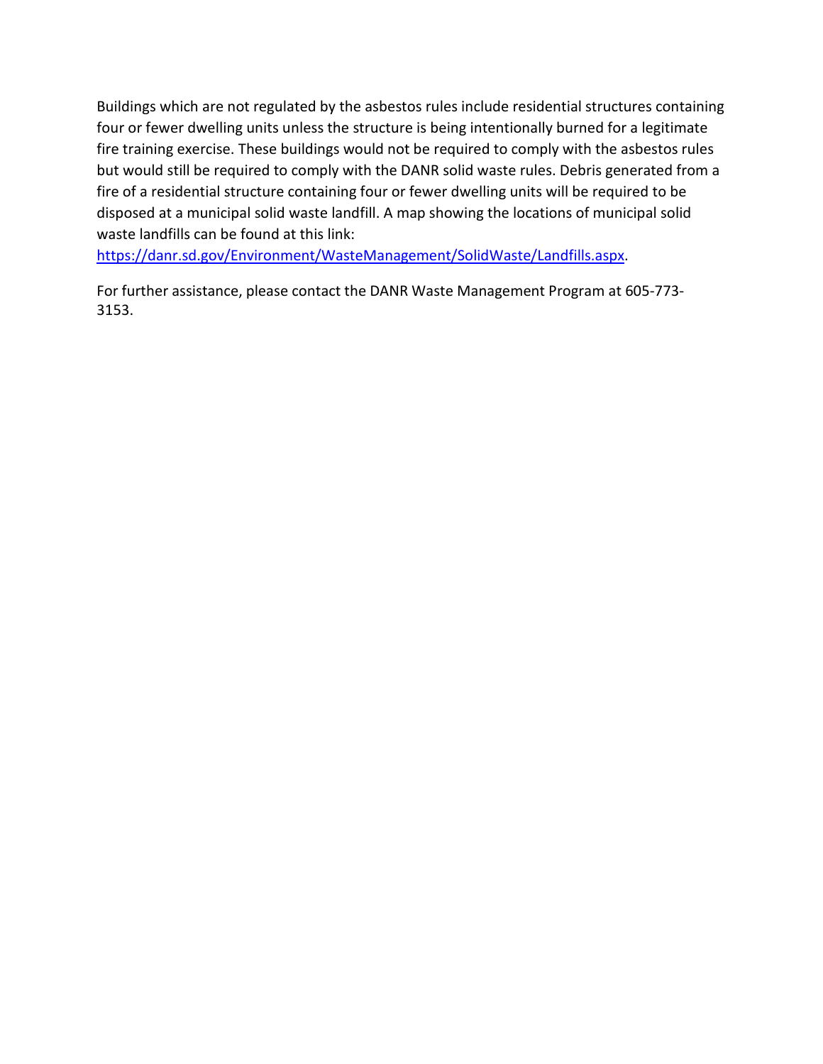Buildings which are not regulated by the asbestos rules include residential structures containing four or fewer dwelling units unless the structure is being intentionally burned for a legitimate fire training exercise. These buildings would not be required to comply with the asbestos rules but would still be required to comply with the DANR solid waste rules. Debris generated from a fire of a residential structure containing four or fewer dwelling units will be required to be disposed at a municipal solid waste landfill. A map showing the locations of municipal solid waste landfills can be found at this link: [https://danr.sd.gov/Environment/WasteManagement/SolidWaste/Landfills.aspx](https://danr.sd.gov/Environment/WasteManagement/SolidWaste/Landfills.aspx).

For further assistance, please contact the DANR Waste Management Program at 605-773-3153.